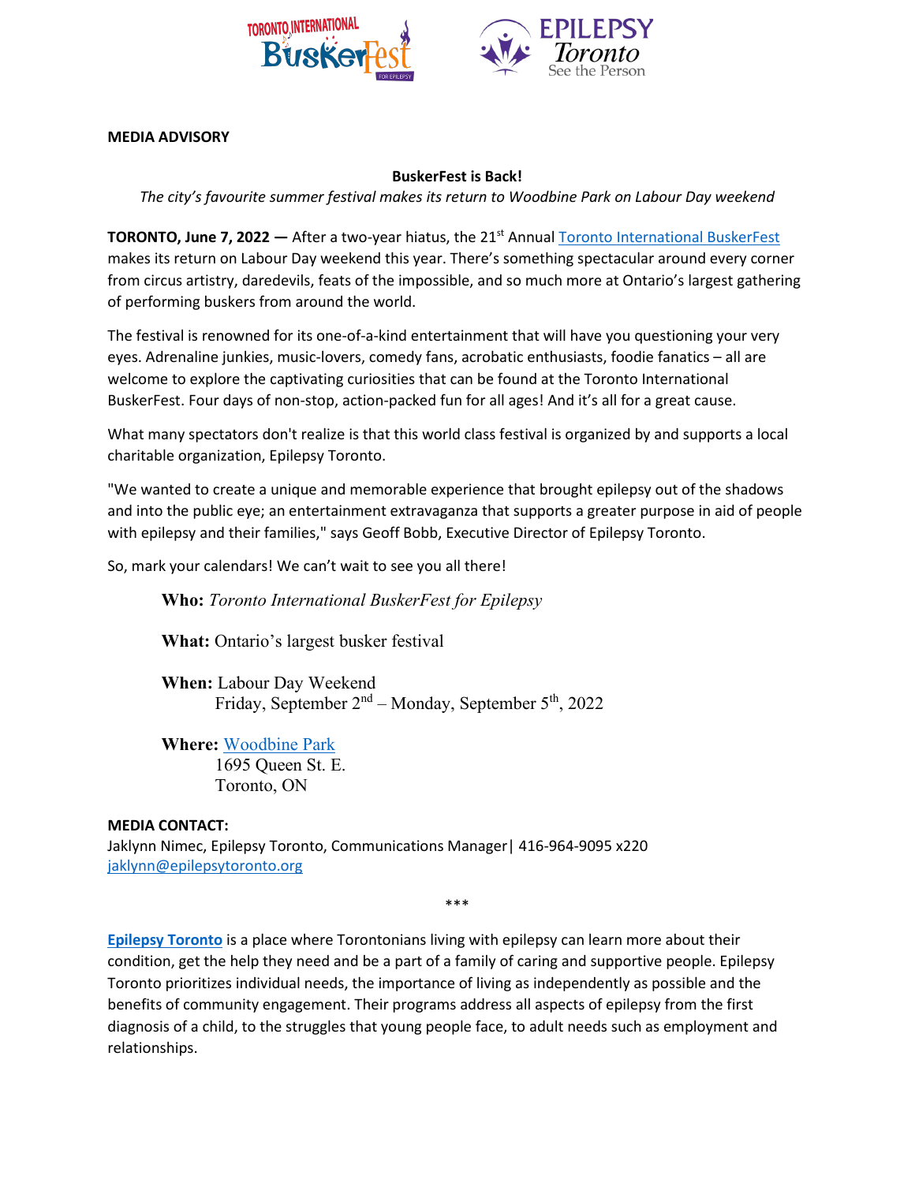**MEDIA ADVISORY**

**BuskerFest is Back!**

*The city's favourite summer festival makes its return to Woodbine Park on Labour Day weekend*

**TORONTO, June 7, 2022 —** After a two-year hiatus, the 21st Annual Toronto International BuskerFest makes its return on Labour Day weekend this year. There's something spectacular around every corner from circus artistry, daredevils, feats of the impossible, and so much more at Ontario's largest gathering of performing buskers from around the world.

The festival is renowned for its one-of-a-kind entertainment that will have you questioning your very eyes. Adrenaline junkies, music-lovers, comedy fans, acrobatic enthusiasts, foodie fanatics – all are welcome to explore the captivating curiosities that can be found at the Toronto International BuskerFest. Four days of non-stop, action-packed fun for all ages! And it's all for a great cause.

What many spectators don't realize is that this world class festival is organized by and supports a local charitable organization, Epilepsy Toronto.

"We wanted to create a unique and memorable experience that brought epilepsy out of the shadows and into the public eye; an entertainment extravaganza that supports a greater purpose in aid of people with epilepsy and their families," says Geoff Bobb, Executive Director of Epilepsy Toronto.

So, mark your calendars! We can't wait to see you all there!

**Who:** *Toronto International BuskerFest for Epilepsy*

**What:** Ontario's largest busker festival

**When:** Labour Day Weekend
Friday, September 2nd – Monday, September 5th, 2022

**Where:** Woodbine Park
1695 Queen St. E.
Toronto, ON

**MEDIA CONTACT:**
Jaklynn Nimec, Epilepsy Toronto, Communications Manager| 416-964-9095 x220
jaklynn@epilepsytoronto.org

\*\*\*

**Epilepsy Toronto** is a place where Torontonians living with epilepsy can learn more about their condition, get the help they need and be a part of a family of caring and supportive people. Epilepsy Toronto prioritizes individual needs, the importance of living as independently as possible and the benefits of community engagement. Their programs address all aspects of epilepsy from the first diagnosis of a child, to the struggles that young people face, to adult needs such as employment and relationships.